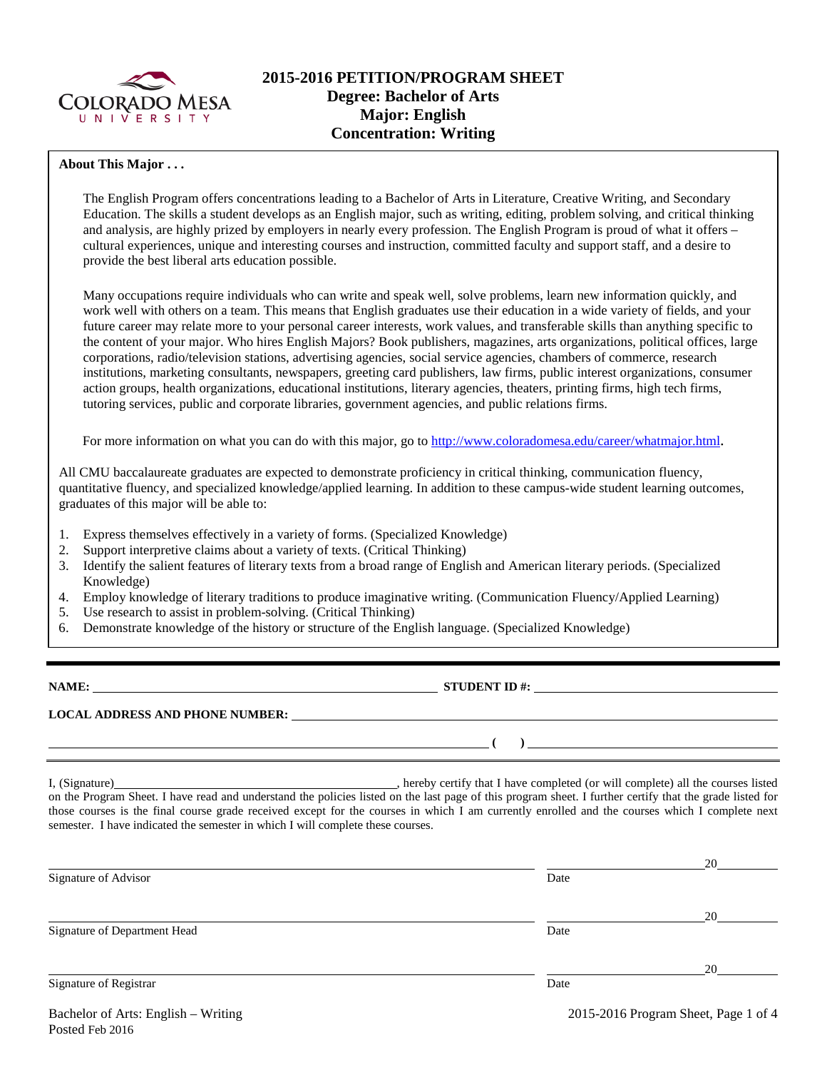# 2015-2016 PETITION/PROGRAM SHEET
## Degree: Bachelor of Arts
## Major: English
## Concentration: Writing

**About This Major . . .**

The English Program offers concentrations leading to a Bachelor of Arts in Literature, Creative Writing, and Secondary Education. The skills a student develops as an English major, such as writing, editing, problem solving, and critical thinking and analysis, are highly prized by employers in nearly every profession. The English Program is proud of what it offers – cultural experiences, unique and interesting courses and instruction, committed faculty and support staff, and a desire to provide the best liberal arts education possible.

Many occupations require individuals who can write and speak well, solve problems, learn new information quickly, and work well with others on a team. This means that English graduates use their education in a wide variety of fields, and your future career may relate more to your personal career interests, work values, and transferable skills than anything specific to the content of your major. Who hires English Majors? Book publishers, magazines, arts organizations, political offices, large corporations, radio/television stations, advertising agencies, social service agencies, chambers of commerce, research institutions, marketing consultants, newspapers, greeting card publishers, law firms, public interest organizations, consumer action groups, health organizations, educational institutions, literary agencies, theaters, printing firms, high tech firms, tutoring services, public and corporate libraries, government agencies, and public relations firms.

For more information on what you can do with this major, go to http://www.coloradomesa.edu/career/whatmajor.html.

All CMU baccalaureate graduates are expected to demonstrate proficiency in critical thinking, communication fluency, quantitative fluency, and specialized knowledge/applied learning. In addition to these campus-wide student learning outcomes, graduates of this major will be able to:

1. Express themselves effectively in a variety of forms. (Specialized Knowledge)
2. Support interpretive claims about a variety of texts. (Critical Thinking)
3. Identify the salient features of literary texts from a broad range of English and American literary periods. (Specialized Knowledge)
4. Employ knowledge of literary traditions to produce imaginative writing. (Communication Fluency/Applied Learning)
5. Use research to assist in problem-solving. (Critical Thinking)
6. Demonstrate knowledge of the history or structure of the English language. (Specialized Knowledge)

---

**NAME:** ____________________ **STUDENT ID #:** ____________________

**LOCAL ADDRESS AND PHONE NUMBER:** ____________________

____________________ **( )** ____________________

I, (Signature)____________________, hereby certify that I have completed (or will complete) all the courses listed on the Program Sheet. I have read and understand the policies listed on the last page of this program sheet. I further certify that the grade listed for those courses is the final course grade received except for the courses in which I am currently enrolled and the courses which I complete next semester. I have indicated the semester in which I will complete these courses.

____________________ Signature of Advisor ____________________ Date 20____

____________________ Signature of Department Head ____________________ Date 20____

____________________ Signature of Registrar ____________________ Date 20____

Bachelor of Arts: English – Writing
Posted Feb 2016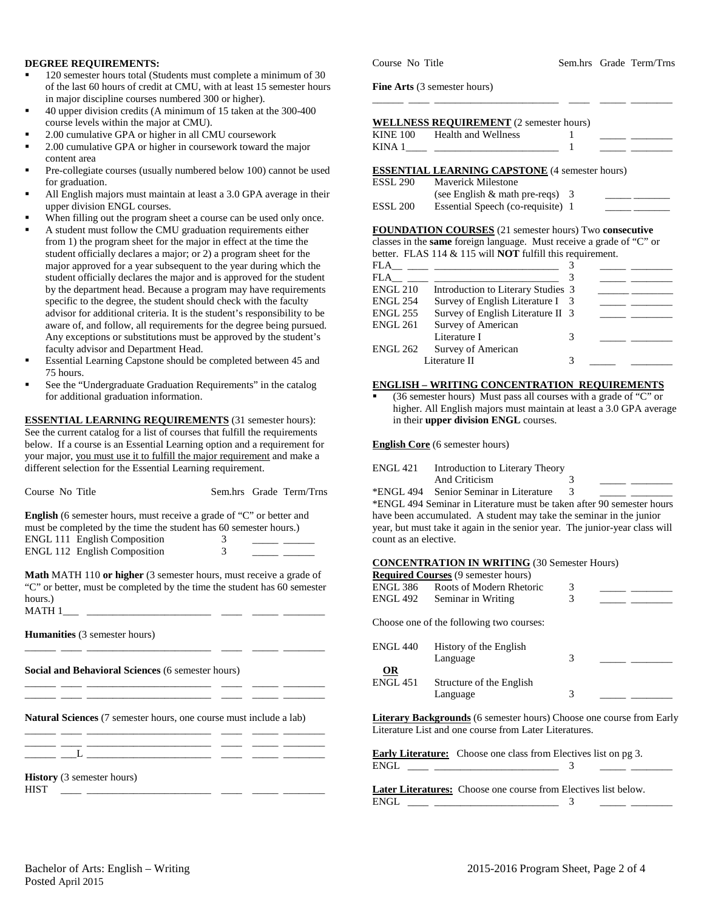**DEGREE REQUIREMENTS:**

- 120 semester hours total (Students must complete a minimum of 30 of the last 60 hours of credit at CMU, with at least 15 semester hours in major discipline courses numbered 300 or higher).
- 40 upper division credits (A minimum of 15 taken at the 300-400 course levels within the major at CMU).
- 2.00 cumulative GPA or higher in all CMU coursework
- 2.00 cumulative GPA or higher in coursework toward the major content area
- Pre-collegiate courses (usually numbered below 100) cannot be used for graduation.
- All English majors must maintain at least a 3.0 GPA average in their upper division ENGL courses.
- When filling out the program sheet a course can be used only once.
- A student must follow the CMU graduation requirements either from 1) the program sheet for the major in effect at the time the student officially declares a major; or 2) a program sheet for the major approved for a year subsequent to the year during which the student officially declares the major and is approved for the student by the department head. Because a program may have requirements specific to the degree, the student should check with the faculty advisor for additional criteria. It is the student's responsibility to be aware of, and follow, all requirements for the degree being pursued. Any exceptions or substitutions must be approved by the student's faculty advisor and Department Head.
- Essential Learning Capstone should be completed between 45 and 75 hours.
- See the "Undergraduate Graduation Requirements" in the catalog for additional graduation information.

**ESSENTIAL LEARNING REQUIREMENTS** (31 semester hours): See the current catalog for a list of courses that fulfill the requirements below. If a course is an Essential Learning option and a requirement for your major, you must use it to fulfill the major requirement and make a different selection for the Essential Learning requirement.

| Course No | Title | Sem.hrs | Grade | Term/Trns |
|---|---|---|---|---|

**English** (6 semester hours, must receive a grade of "C" or better and must be completed by the time the student has 60 semester hours.)

| Course No | Title | Sem.hrs | Grade | Term/Trns |
|---|---|---|---|---|
| ENGL 111 | English Composition | 3 | _____ | ______ |
| ENGL 112 | English Composition | 3 | _____ | ______ |

**Math** MATH 110 **or higher** (3 semester hours, must receive a grade of "C" or better, must be completed by the time the student has 60 semester hours.)

MATH 1___ ________________________ ____ _____ ________

**Humanities** (3 semester hours)

______ ____ ________________________ ____ _____ ________

**Social and Behavioral Sciences** (6 semester hours)

______ ____ ________________________ ____ _____ ________
______ ____ ________________________ ____ _____ ________

**Natural Sciences** (7 semester hours, one course must include a lab)

______ ____ ________________________ ____ _____ ________
______ ____ ________________________ ____ _____ ________
______ ___L ________________________ ____ _____ ________

**History** (3 semester hours)

HIST ____ ________________________ ____ _____ ________

| Course No | Title | Sem.hrs | Grade | Term/Trns |
|---|---|---|---|---|

**Fine Arts** (3 semester hours)

______ ____ ________________________ ____ _____ ________

**WELLNESS REQUIREMENT** (2 semester hours)

| Course No | Title | Sem.hrs | Grade | Term/Trns |
|---|---|---|---|---|
| KINE 100 | Health and Wellness | 1 | _____ | ________ |
| KINA 1____ | ________________________ | 1 | _____ | ________ |

**ESSENTIAL LEARNING CAPSTONE** (4 semester hours)

| Course No | Title | Sem.hrs | Grade | Term/Trns |
|---|---|---|---|---|
| ESSL 290 | Maverick Milestone (see English & math pre-reqs) | 3 | _____ | _______ |
| ESSL 200 | Essential Speech (co-requisite) | 1 | _____ | _______ |

**FOUNDATION COURSES** (21 semester hours) Two **consecutive** classes in the **same** foreign language. Must receive a grade of "C" or better. FLAS 114 & 115 will **NOT** fulfill this requirement.

| Course No | Title | Sem.hrs | Grade | Term/Trns |
|---|---|---|---|---|
| FLA__ ____ | ________________________ | 3 | _____ | ________ |
| FLA__ ____ | ________________________ | 3 | _____ | ________ |
| ENGL 210 | Introduction to Literary Studies | 3 | _____ | ________ |
| ENGL 254 | Survey of English Literature I | 3 | _____ | ________ |
| ENGL 255 | Survey of English Literature II | 3 | _____ | ________ |
| ENGL 261 | Survey of American Literature I | 3 | _____ | ________ |
| ENGL 262 | Survey of American Literature II | 3 | _____ | ________ |

**ENGLISH – WRITING CONCENTRATION REQUIREMENTS**

- (36 semester hours) Must pass all courses with a grade of "C" or higher. All English majors must maintain at least a 3.0 GPA average in their **upper division ENGL** courses.

**English Core** (6 semester hours)

| Course No | Title | Sem.hrs | Grade | Term/Trns |
|---|---|---|---|---|
| ENGL 421 | Introduction to Literary Theory And Criticism | 3 | _____ | ________ |
| *ENGL 494 | Senior Seminar in Literature | 3 | _____ | ________ |

*ENGL 494 Seminar in Literature must be taken after 90 semester hours have been accumulated. A student may take the seminar in the junior year, but must take it again in the senior year. The junior-year class will count as an elective.

**CONCENTRATION IN WRITING** (30 Semester Hours)

**Required Courses** (9 semester hours)

| Course No | Title | Sem.hrs | Grade | Term/Trns |
|---|---|---|---|---|
| ENGL 386 | Roots of Modern Rhetoric | 3 | _____ | ________ |
| ENGL 492 | Seminar in Writing | 3 | _____ | ________ |

Choose one of the following two courses:

| Course No | Title | Sem.hrs | Grade | Term/Trns |
|---|---|---|---|---|
| ENGL 440 | History of the English Language | 3 | _____ | ________ |
| **OR** | | | | |
| ENGL 451 | Structure of the English Language | 3 | _____ | ________ |

**Literary Backgrounds** (6 semester hours) Choose one course from Early Literature List and one course from Later Literatures.

**Early Literature:** Choose one class from Electives list on pg 3.

ENGL ____ ________________________ 3 _____ ________

**Later Literatures:** Choose one course from Electives list below.

ENGL ____ ________________________ 3 _____ ________

Bachelor of Arts: English – Writing
Posted April 2015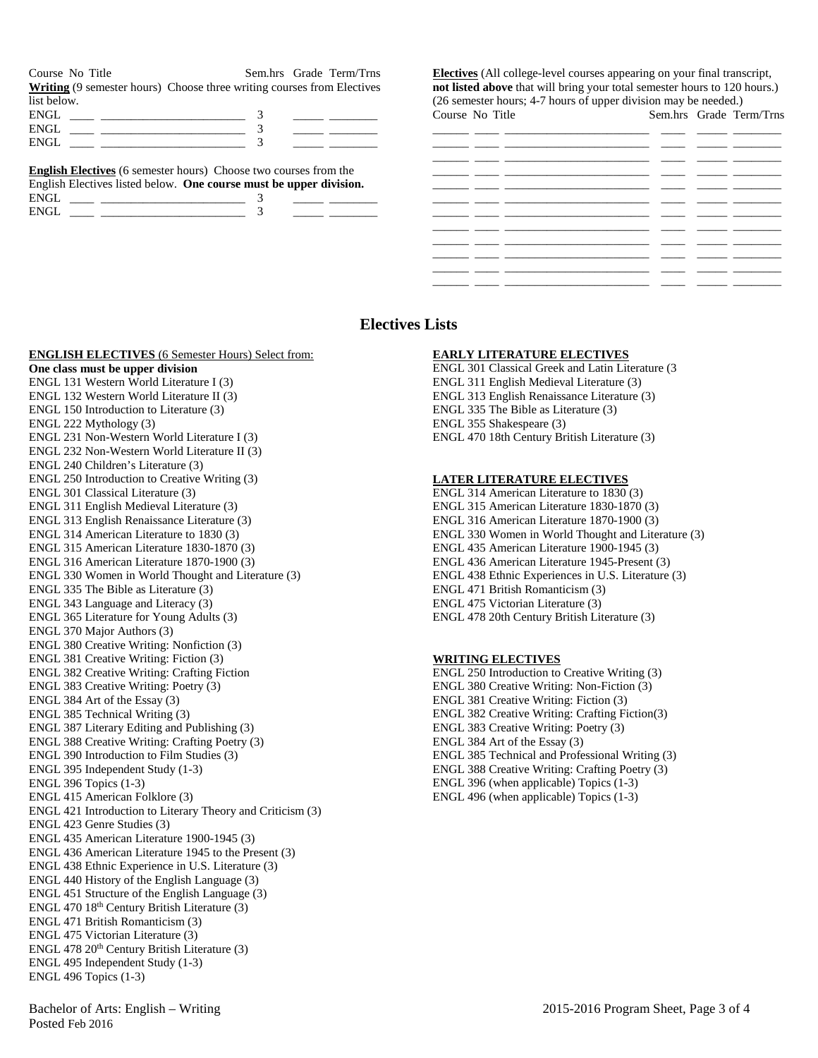| Course | No | Title | Sem.hrs | Grade | Term/Trns |
|---|---|---|---|---|---|

**Writing** (9 semester hours) Choose three writing courses from Electives list below.

| Course | No | Title | Sem.hrs | Grade | Term/Trns |
|---|---|---|---|---|---|
| ENGL | ____ | ________________________ | 3 | _____ | ________ |
| ENGL | ____ | ________________________ | 3 | _____ | ________ |
| ENGL | ____ | ________________________ | 3 | _____ | ________ |

**English Electives** (6 semester hours) Choose two courses from the English Electives listed below. **One course must be upper division.**

| Course | No | Title | Sem.hrs | Grade | Term/Trns |
|---|---|---|---|---|---|
| ENGL | ____ | ________________________ | 3 | _____ | ________ |
| ENGL | ____ | ________________________ | 3 | _____ | ________ |

**Electives** (All college-level courses appearing on your final transcript, **not listed above** that will bring your total semester hours to 120 hours.) (26 semester hours; 4-7 hours of upper division may be needed.)

| Course | No | Title | Sem.hrs | Grade | Term/Trns |
|---|---|---|---|---|---|
| ______ | ____ | ________________________ | ____ | _____ | ________ |
| ______ | ____ | ________________________ | ____ | _____ | ________ |
| ______ | ____ | ________________________ | ____ | _____ | ________ |
| ______ | ____ | ________________________ | ____ | _____ | ________ |
| ______ | ____ | ________________________ | ____ | _____ | ________ |
| ______ | ____ | ________________________ | ____ | _____ | ________ |
| ______ | ____ | ________________________ | ____ | _____ | ________ |
| ______ | ____ | ________________________ | ____ | _____ | ________ |
| ______ | ____ | ________________________ | ____ | _____ | ________ |
| ______ | ____ | ________________________ | ____ | _____ | ________ |
| ______ | ____ | ________________________ | ____ | _____ | ________ |
| ______ | ____ | ________________________ | ____ | _____ | ________ |

## Electives Lists

**ENGLISH ELECTIVES** (6 Semester Hours) Select from:
**One class must be upper division**

ENGL 131 Western World Literature I (3)
ENGL 132 Western World Literature II (3)
ENGL 150 Introduction to Literature (3)
ENGL 222 Mythology (3)
ENGL 231 Non-Western World Literature I (3)
ENGL 232 Non-Western World Literature II (3)
ENGL 240 Children's Literature (3)
ENGL 250 Introduction to Creative Writing (3)
ENGL 301 Classical Literature (3)
ENGL 311 English Medieval Literature (3)
ENGL 313 English Renaissance Literature (3)
ENGL 314 American Literature to 1830 (3)
ENGL 315 American Literature 1830-1870 (3)
ENGL 316 American Literature 1870-1900 (3)
ENGL 330 Women in World Thought and Literature (3)
ENGL 335 The Bible as Literature (3)
ENGL 343 Language and Literacy (3)
ENGL 365 Literature for Young Adults (3)
ENGL 370 Major Authors (3)
ENGL 380 Creative Writing: Nonfiction (3)
ENGL 381 Creative Writing: Fiction (3)
ENGL 382 Creative Writing: Crafting Fiction
ENGL 383 Creative Writing: Poetry (3)
ENGL 384 Art of the Essay (3)
ENGL 385 Technical Writing (3)
ENGL 387 Literary Editing and Publishing (3)
ENGL 388 Creative Writing: Crafting Poetry (3)
ENGL 390 Introduction to Film Studies (3)
ENGL 395 Independent Study (1-3)
ENGL 396 Topics (1-3)
ENGL 415 American Folklore (3)
ENGL 421 Introduction to Literary Theory and Criticism (3)
ENGL 423 Genre Studies (3)
ENGL 435 American Literature 1900-1945 (3)
ENGL 436 American Literature 1945 to the Present (3)
ENGL 438 Ethnic Experience in U.S. Literature (3)
ENGL 440 History of the English Language (3)
ENGL 451 Structure of the English Language (3)
ENGL 470 18th Century British Literature (3)
ENGL 471 British Romanticism (3)
ENGL 475 Victorian Literature (3)
ENGL 478 20th Century British Literature (3)
ENGL 495 Independent Study (1-3)
ENGL 496 Topics (1-3)

**EARLY LITERATURE ELECTIVES**

ENGL 301 Classical Greek and Latin Literature (3
ENGL 311 English Medieval Literature (3)
ENGL 313 English Renaissance Literature (3)
ENGL 335 The Bible as Literature (3)
ENGL 355 Shakespeare (3)
ENGL 470 18th Century British Literature (3)

**LATER LITERATURE ELECTIVES**

ENGL 314 American Literature to 1830 (3)
ENGL 315 American Literature 1830-1870 (3)
ENGL 316 American Literature 1870-1900 (3)
ENGL 330 Women in World Thought and Literature (3)
ENGL 435 American Literature 1900-1945 (3)
ENGL 436 American Literature 1945-Present (3)
ENGL 438 Ethnic Experiences in U.S. Literature (3)
ENGL 471 British Romanticism (3)
ENGL 475 Victorian Literature (3)
ENGL 478 20th Century British Literature (3)

**WRITING ELECTIVES**

ENGL 250 Introduction to Creative Writing (3)
ENGL 380 Creative Writing: Non-Fiction (3)
ENGL 381 Creative Writing: Fiction (3)
ENGL 382 Creative Writing: Crafting Fiction(3)
ENGL 383 Creative Writing: Poetry (3)
ENGL 384 Art of the Essay (3)
ENGL 385 Technical and Professional Writing (3)
ENGL 388 Creative Writing: Crafting Poetry (3)
ENGL 396 (when applicable) Topics (1-3)
ENGL 496 (when applicable) Topics (1-3)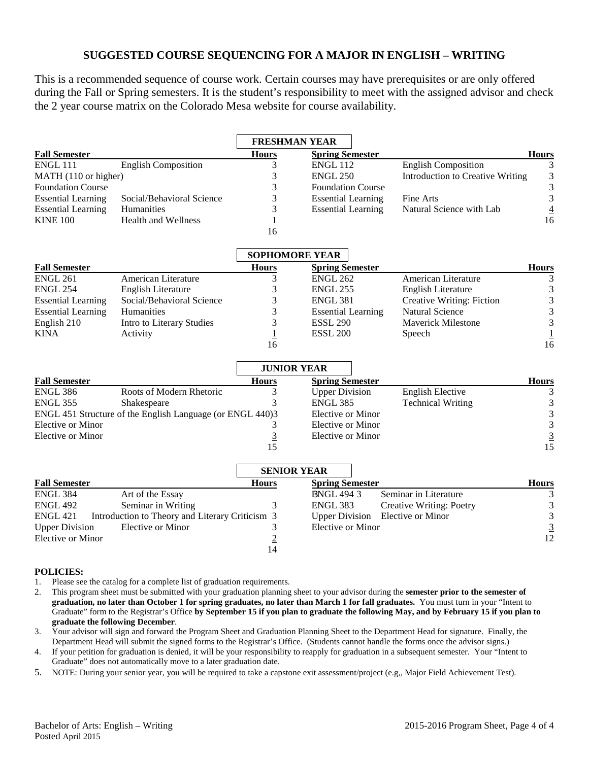## SUGGESTED COURSE SEQUENCING FOR A MAJOR IN ENGLISH – WRITING

This is a recommended sequence of course work. Certain courses may have prerequisites or are only offered during the Fall or Spring semesters. It is the student's responsibility to meet with the assigned advisor and check the 2 year course matrix on the Colorado Mesa website for course availability.

### FRESHMAN YEAR

| Fall Semester | | Hours | Spring Semester | | Hours |
|---|---|---|---|---|---|
| ENGL 111 | English Composition | 3 | ENGL 112 | English Composition | 3 |
| MATH (110 or higher) | | 3 | ENGL 250 | Introduction to Creative Writing | 3 |
| Foundation Course | | 3 | Foundation Course | | 3 |
| Essential Learning | Social/Behavioral Science | 3 | Essential Learning | Fine Arts | 3 |
| Essential Learning | Humanities | 3 | Essential Learning | Natural Science with Lab | 4 |
| KINE 100 | Health and Wellness | 1 | | | 16 |
| | | 16 | | | |

### SOPHOMORE YEAR

| Fall Semester | | Hours | Spring Semester | | Hours |
|---|---|---|---|---|---|
| ENGL 261 | American Literature | 3 | ENGL 262 | American Literature | 3 |
| ENGL 254 | English Literature | 3 | ENGL 255 | English Literature | 3 |
| Essential Learning | Social/Behavioral Science | 3 | ENGL 381 | Creative Writing: Fiction | 3 |
| Essential Learning | Humanities | 3 | Essential Learning | Natural Science | 3 |
| English 210 | Intro to Literary Studies | 3 | ESSL 290 | Maverick Milestone | 3 |
| KINA | Activity | 1 | ESSL 200 | Speech | 1 |
| | | 16 | | | 16 |

### JUNIOR YEAR

| Fall Semester | | Hours | Spring Semester | | Hours |
|---|---|---|---|---|---|
| ENGL 386 | Roots of Modern Rhetoric | 3 | Upper Division | English Elective | 3 |
| ENGL 355 | Shakespeare | 3 | ENGL 385 | Technical Writing | 3 |
| ENGL 451 Structure of the English Language (or ENGL 440) | | 3 | Elective or Minor | | 3 |
| Elective or Minor | | 3 | Elective or Minor | | 3 |
| Elective or Minor | | 3 | Elective or Minor | | 3 |
| | | 15 | | | 15 |

### SENIOR YEAR

| Fall Semester | | Hours | Spring Semester | | Hours |
|---|---|---|---|---|---|
| ENGL 384 | Art of the Essay | | ENGL 494 3 | Seminar in Literature | 3 |
| ENGL 492 | Seminar in Writing | 3 | ENGL 383 | Creative Writing: Poetry | 3 |
| ENGL 421 | Introduction to Theory and Literary Criticism | 3 | Upper Division | Elective or Minor | 3 |
| Upper Division | Elective or Minor | 3 | Elective or Minor | | 3 |
| Elective or Minor | | 2 | | | 12 |
| | | 14 | | | |

**POLICIES:**

1. Please see the catalog for a complete list of graduation requirements.
2. This program sheet must be submitted with your graduation planning sheet to your advisor during the **semester prior to the semester of graduation, no later than October 1 for spring graduates, no later than March 1 for fall graduates.** You must turn in your "Intent to Graduate" form to the Registrar's Office **by September 15 if you plan to graduate the following May, and by February 15 if you plan to graduate the following December**.
3. Your advisor will sign and forward the Program Sheet and Graduation Planning Sheet to the Department Head for signature. Finally, the Department Head will submit the signed forms to the Registrar's Office. (Students cannot handle the forms once the advisor signs.)
4. If your petition for graduation is denied, it will be your responsibility to reapply for graduation in a subsequent semester. Your "Intent to Graduate" does not automatically move to a later graduation date.
5. NOTE: During your senior year, you will be required to take a capstone exit assessment/project (e.g,, Major Field Achievement Test).

Bachelor of Arts: English – Writing
Posted April 2015